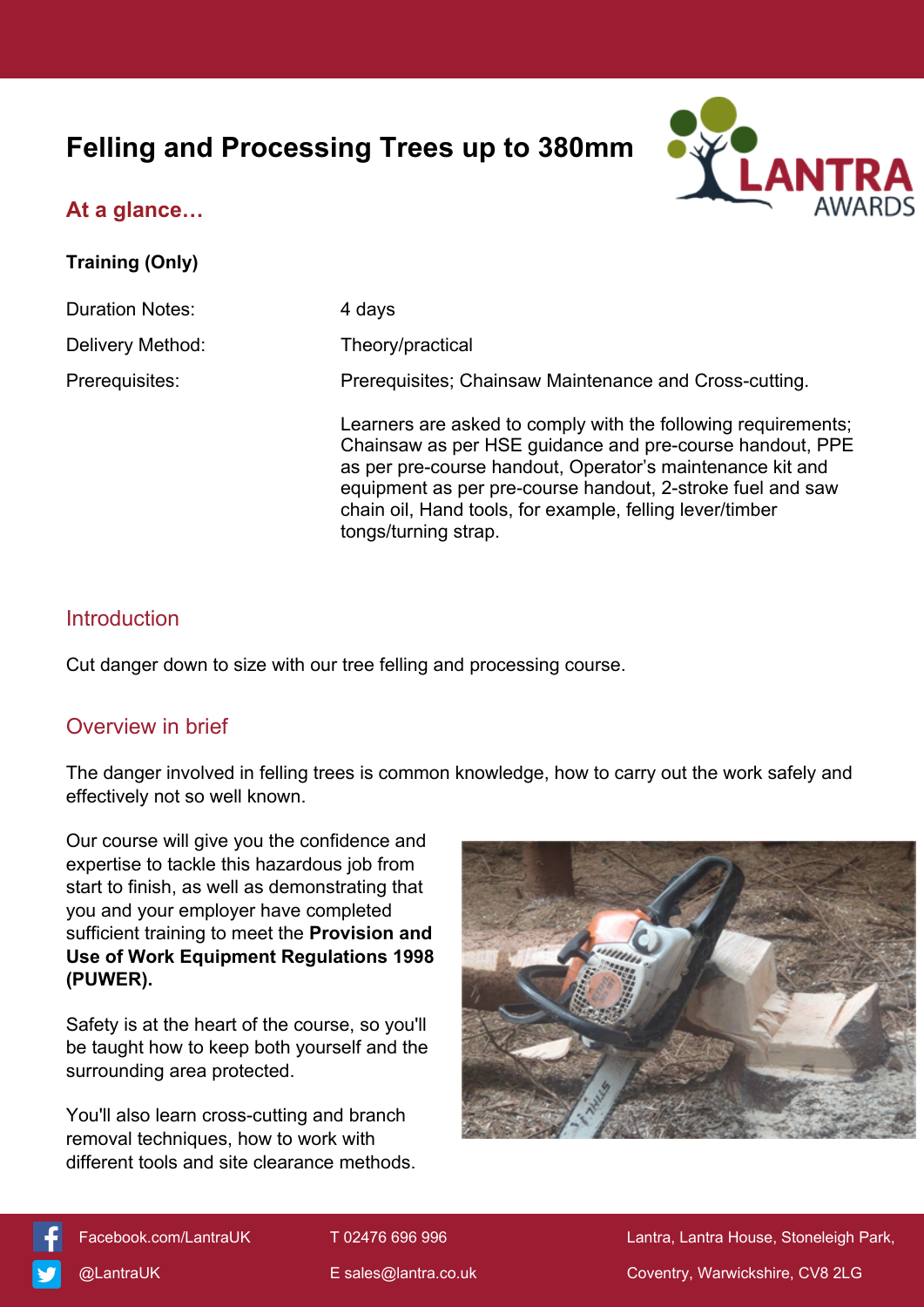# Felling and Processing Trees up to 380mm

## At a glance…

**Training (Only)**

| | |
|---|---|
| Duration Notes: | 4 days |
| Delivery Method: | Theory/practical |
| Prerequisites: | Prerequisites; Chainsaw Maintenance and Cross-cutting.<br><br>Learners are asked to comply with the following requirements; Chainsaw as per HSE guidance and pre-course handout, PPE as per pre-course handout, Operator's maintenance kit and equipment as per pre-course handout, 2-stroke fuel and saw chain oil, Hand tools, for example, felling lever/timber tongs/turning strap. |

## Introduction

Cut danger down to size with our tree felling and processing course.

## Overview in brief

The danger involved in felling trees is common knowledge, how to carry out the work safely and effectively not so well known.

Our course will give you the confidence and expertise to tackle this hazardous job from start to finish, as well as demonstrating that you and your employer have completed sufficient training to meet the **Provision and Use of Work Equipment Regulations 1998 (PUWER).**

Safety is at the heart of the course, so you'll be taught how to keep both yourself and the surrounding area protected.

You'll also learn cross-cutting and branch removal techniques, how to work with different tools and site clearance methods.

Facebook.com/LantraUK
@LantraUK
T 02476 696 996
E sales@lantra.co.uk
Lantra, Lantra House, Stoneleigh Park, Coventry, Warwickshire, CV8 2LG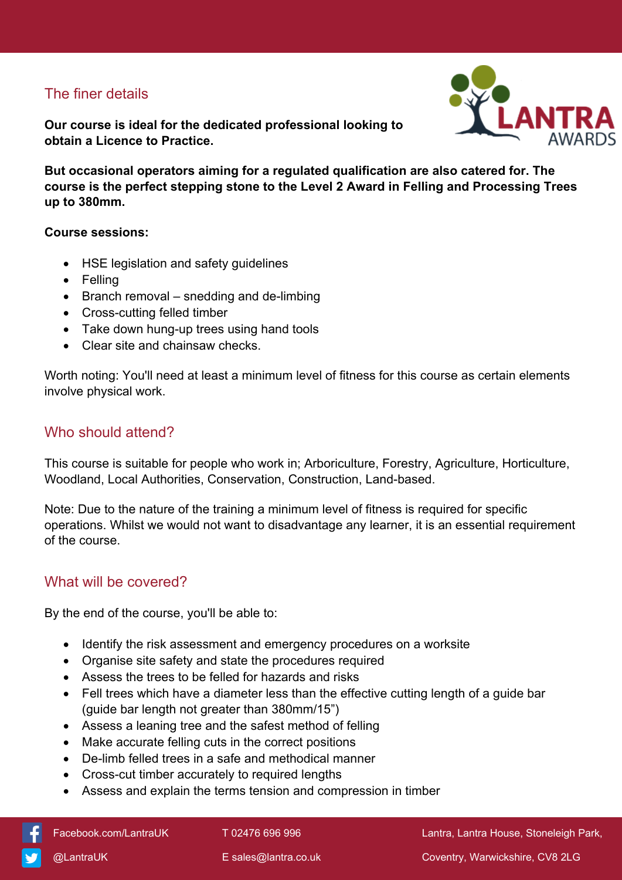## The finer details

**Our course is ideal for the dedicated professional looking to obtain a Licence to Practice.**

**But occasional operators aiming for a regulated qualification are also catered for. The course is the perfect stepping stone to the Level 2 Award in Felling and Processing Trees up to 380mm.**

**Course sessions:**

- HSE legislation and safety guidelines
- Felling
- Branch removal – snedding and de-limbing
- Cross-cutting felled timber
- Take down hung-up trees using hand tools
- Clear site and chainsaw checks.

Worth noting: You'll need at least a minimum level of fitness for this course as certain elements involve physical work.

## Who should attend?

This course is suitable for people who work in; Arboriculture, Forestry, Agriculture, Horticulture, Woodland, Local Authorities, Conservation, Construction, Land-based.

Note: Due to the nature of the training a minimum level of fitness is required for specific operations. Whilst we would not want to disadvantage any learner, it is an essential requirement of the course.

## What will be covered?

By the end of the course, you'll be able to:

- Identify the risk assessment and emergency procedures on a worksite
- Organise site safety and state the procedures required
- Assess the trees to be felled for hazards and risks
- Fell trees which have a diameter less than the effective cutting length of a guide bar (guide bar length not greater than 380mm/15")
- Assess a leaning tree and the safest method of felling
- Make accurate felling cuts in the correct positions
- De-limb felled trees in a safe and methodical manner
- Cross-cut timber accurately to required lengths
- Assess and explain the terms tension and compression in timber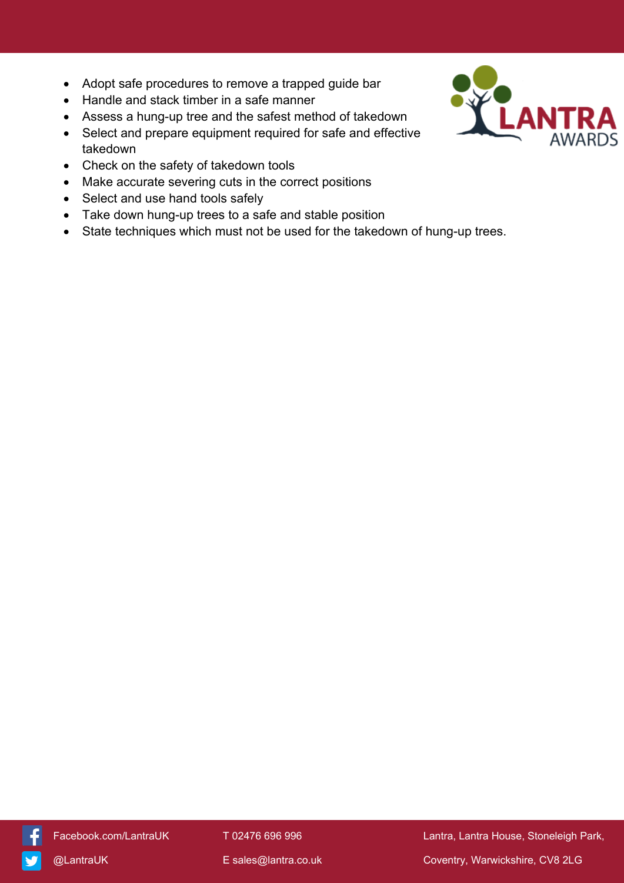- Adopt safe procedures to remove a trapped guide bar
- Handle and stack timber in a safe manner
- Assess a hung-up tree and the safest method of takedown
- Select and prepare equipment required for safe and effective takedown
- Check on the safety of takedown tools
- Make accurate severing cuts in the correct positions
- Select and use hand tools safely
- Take down hung-up trees to a safe and stable position
- State techniques which must not be used for the takedown of hung-up trees.